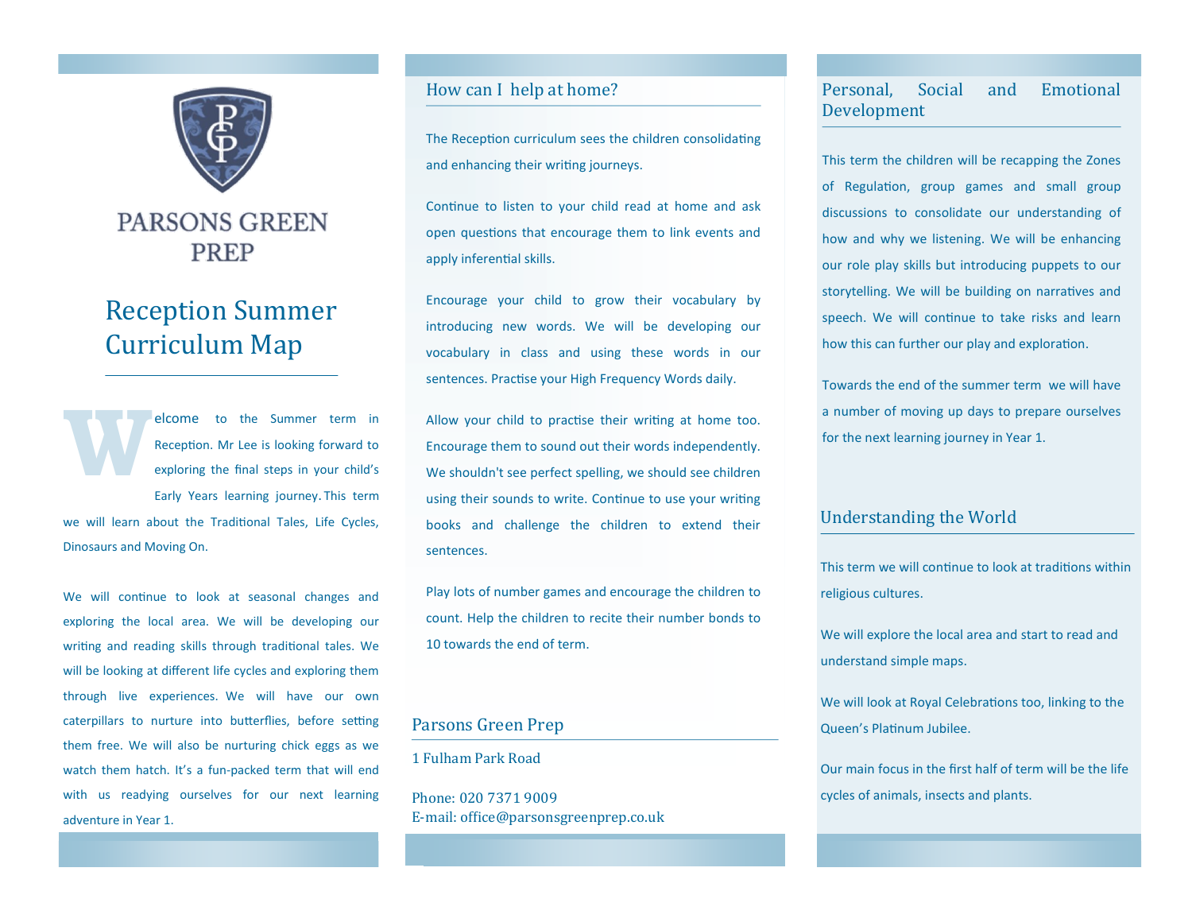PARSONS GREEN PREP

# Reception Summer Curriculum Map

Welcome to the Summer term in Reception. Mr Lee is looking forward to exploring the final steps in your child's Early Years learning journey. This term we will learn about the Traditional Tales, Life Cycles, Dinosaurs and Moving On.

We will continue to look at seasonal changes and exploring the local area. We will be developing our writing and reading skills through traditional tales. We will be looking at different life cycles and exploring them through live experiences. We will have our own caterpillars to nurture into butterflies, before setting them free. We will also be nurturing chick eggs as we watch them hatch. It's a fun-packed term that will end with us readying ourselves for our next learning adventure in Year 1.

## How can I help at home?

The Reception curriculum sees the children consolidating and enhancing their writing journeys.

Continue to listen to your child read at home and ask open questions that encourage them to link events and apply inferential skills.

Encourage your child to grow their vocabulary by introducing new words. We will be developing our vocabulary in class and using these words in our sentences. Practise your High Frequency Words daily.

Allow your child to practise their writing at home too. Encourage them to sound out their words independently. We shouldn't see perfect spelling, we should see children using their sounds to write. Continue to use your writing books and challenge the children to extend their sentences.

Play lots of number games and encourage the children to count. Help the children to recite their number bonds to 10 towards the end of term.

## Parsons Green Prep

1 Fulham Park Road

Phone: 020 7371 9009
E-mail: office@parsonsgreenprep.co.uk

## Personal, Social and Emotional Development

This term the children will be recapping the Zones of Regulation, group games and small group discussions to consolidate our understanding of how and why we listening. We will be enhancing our role play skills but introducing puppets to our storytelling. We will be building on narratives and speech. We will continue to take risks and learn how this can further our play and exploration.

Towards the end of the summer term we will have a number of moving up days to prepare ourselves for the next learning journey in Year 1.

## Understanding the World

This term we will continue to look at traditions within religious cultures.

We will explore the local area and start to read and understand simple maps.

We will look at Royal Celebrations too, linking to the Queen's Platinum Jubilee.

Our main focus in the first half of term will be the life cycles of animals, insects and plants.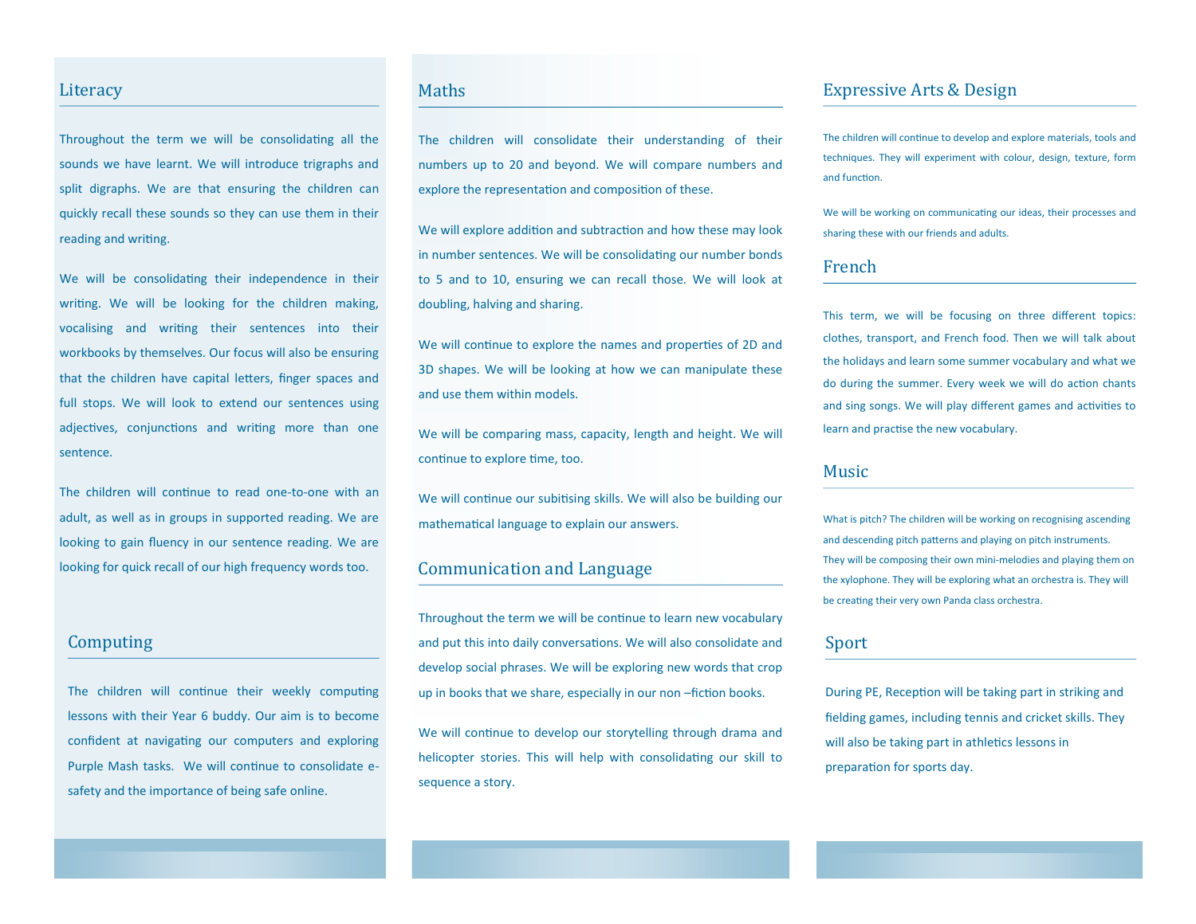## Literacy

Throughout the term we will be consolidating all the sounds we have learnt. We will introduce trigraphs and split digraphs. We are that ensuring the children can quickly recall these sounds so they can use them in their reading and writing.

We will be consolidating their independence in their writing. We will be looking for the children making, vocalising and writing their sentences into their workbooks by themselves. Our focus will also be ensuring that the children have capital letters, finger spaces and full stops. We will look to extend our sentences using adjectives, conjunctions and writing more than one sentence.

The children will continue to read one-to-one with an adult, as well as in groups in supported reading. We are looking to gain fluency in our sentence reading. We are looking for quick recall of our high frequency words too.

## Computing

The children will continue their weekly computing lessons with their Year 6 buddy. Our aim is to become confident at navigating our computers and exploring Purple Mash tasks. We will continue to consolidate e-safety and the importance of being safe online.

## Maths

The children will consolidate their understanding of their numbers up to 20 and beyond. We will compare numbers and explore the representation and composition of these.

We will explore addition and subtraction and how these may look in number sentences. We will be consolidating our number bonds to 5 and to 10, ensuring we can recall those. We will look at doubling, halving and sharing.

We will continue to explore the names and properties of 2D and 3D shapes. We will be looking at how we can manipulate these and use them within models.

We will be comparing mass, capacity, length and height. We will continue to explore time, too.

We will continue our subitising skills. We will also be building our mathematical language to explain our answers.

## Communication and Language

Throughout the term we will be continue to learn new vocabulary and put this into daily conversations. We will also consolidate and develop social phrases. We will be exploring new words that crop up in books that we share, especially in our non –fiction books.

We will continue to develop our storytelling through drama and helicopter stories. This will help with consolidating our skill to sequence a story.

## Expressive Arts & Design

The children will continue to develop and explore materials, tools and techniques. They will experiment with colour, design, texture, form and function.

We will be working on communicating our ideas, their processes and sharing these with our friends and adults.

## French

This term, we will be focusing on three different topics: clothes, transport, and French food. Then we will talk about the holidays and learn some summer vocabulary and what we do during the summer. Every week we will do action chants and sing songs. We will play different games and activities to learn and practise the new vocabulary.

## Music

What is pitch? The children will be working on recognising ascending and descending pitch patterns and playing on pitch instruments. They will be composing their own mini-melodies and playing them on the xylophone. They will be exploring what an orchestra is. They will be creating their very own Panda class orchestra.

## Sport

During PE, Reception will be taking part in striking and fielding games, including tennis and cricket skills. They will also be taking part in athletics lessons in preparation for sports day.